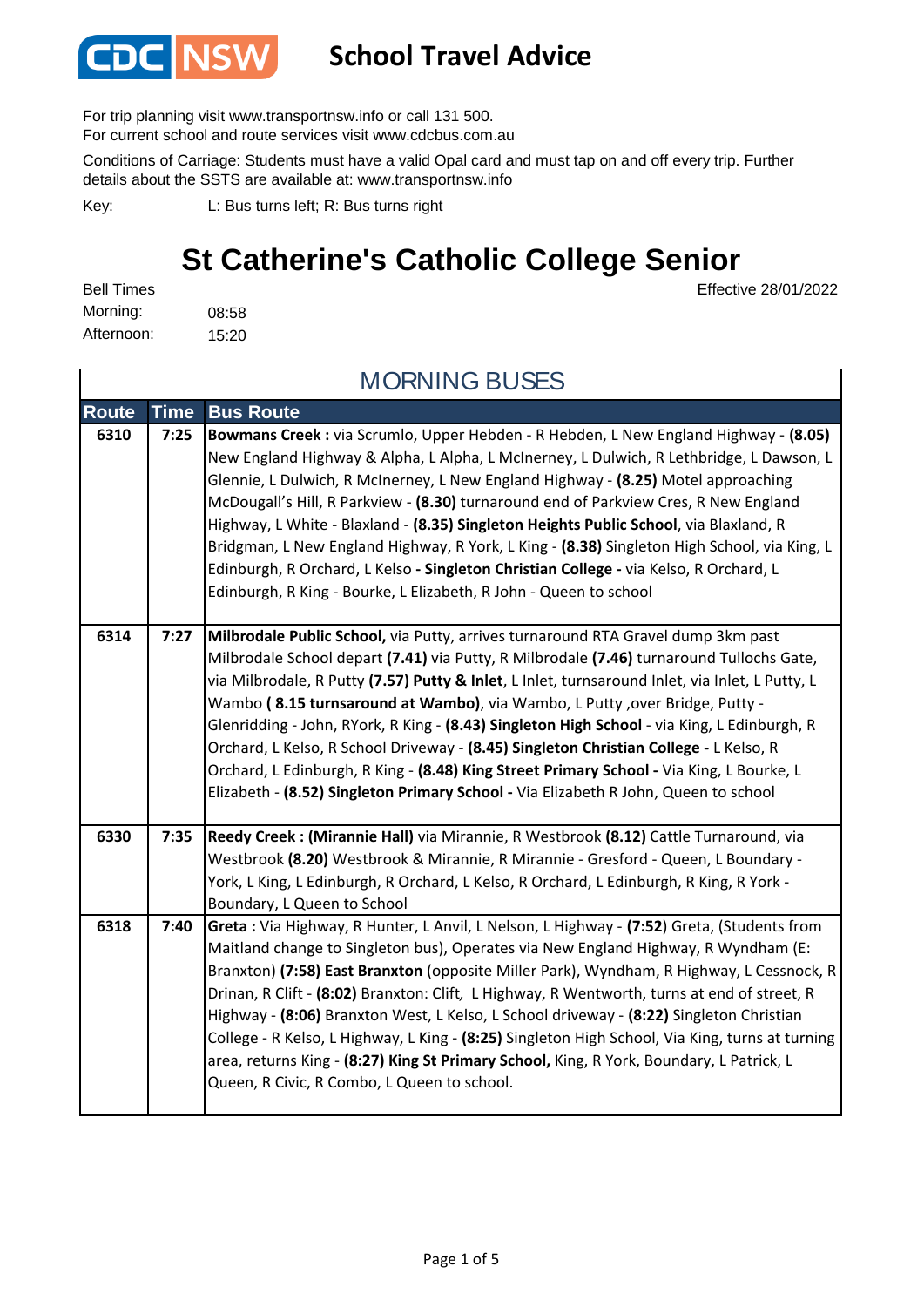CDC NSW

# School Travel Advice

For trip planning visit www.transportnsw.info or call 131 500.
For current school and route services visit www.cdcbus.com.au

Conditions of Carriage: Students must have a valid Opal card and must tap on and off every trip. Further details about the SSTS are available at: www.transportnsw.info

Key: L: Bus turns left; R: Bus turns right

## St Catherine's Catholic College Senior

Effective 28/01/2022

Bell Times
Morning: 08:58
Afternoon: 15:20

### MORNING BUSES

| Route | Time | Bus Route |
|---|---|---|
| 6310 | 7:25 | **Bowmans Creek :** via Scrumlo, Upper Hebden - R Hebden, L New England Highway - **(8.05)** New England Highway & Alpha, L Alpha, L McInerney, L Dulwich, R Lethbridge, L Dawson, L Glennie, L Dulwich, R McInerney, L New England Highway - **(8.25)** Motel approaching McDougall's Hill, R Parkview - **(8.30)** turnaround end of Parkview Cres, R New England Highway, L White - Blaxland - **(8.35) Singleton Heights Public School**, via Blaxland, R Bridgman, L New England Highway, R York, L King - **(8.38)** Singleton High School, via King, L Edinburgh, R Orchard, L Kelso **- Singleton Christian College -** via Kelso, R Orchard, L Edinburgh, R King - Bourke, L Elizabeth, R John - Queen to school |
| 6314 | 7:27 | **Milbrodale Public School,** via Putty, arrives turnaround RTA Gravel dump 3km past Milbrodale School depart **(7.41)** via Putty, R Milbrodale **(7.46)** turnaround Tullochs Gate, via Milbrodale, R Putty **(7.57) Putty & Inlet**, L Inlet, turnsaround Inlet, via Inlet, L Putty, L Wambo **( 8.15 turnsaround at Wambo)**, via Wambo, L Putty ,over Bridge, Putty - Glenridding - John, RYork, R King - **(8.43) Singleton High School** - via King, L Edinburgh, R Orchard, L Kelso, R School Driveway - **(8.45) Singleton Christian College -** L Kelso, R Orchard, L Edinburgh, R King - **(8.48) King Street Primary School -** Via King, L Bourke, L Elizabeth - **(8.52) Singleton Primary School -** Via Elizabeth R John, Queen to school |
| 6330 | 7:35 | **Reedy Creek : (Mirannie Hall)** via Mirannie, R Westbrook **(8.12)** Cattle Turnaround, via Westbrook **(8.20)** Westbrook & Mirannie, R Mirannie - Gresford - Queen, L Boundary - York, L King, L Edinburgh, R Orchard, L Kelso, R Orchard, L Edinburgh, R King, R York - Boundary, L Queen to School |
| 6318 | 7:40 | **Greta :** Via Highway, R Hunter, L Anvil, L Nelson, L Highway - **(7:52)** Greta, (Students from Maitland change to Singleton bus), Operates via New England Highway, R Wyndham (E: Branxton) **(7:58) East Branxton** (opposite Miller Park), Wyndham, R Highway, L Cessnock, R Drinan, R Clift - **(8:02)** Branxton: Clift, L Highway, R Wentworth, turns at end of street, R Highway - **(8:06)** Branxton West, L Kelso, L School driveway - **(8:22)** Singleton Christian College - R Kelso, L Highway, L King - **(8:25)** Singleton High School, Via King, turns at turning area, returns King - **(8:27) King St Primary School,** King, R York, Boundary, L Patrick, L Queen, R Civic, R Combo, L Queen to school. |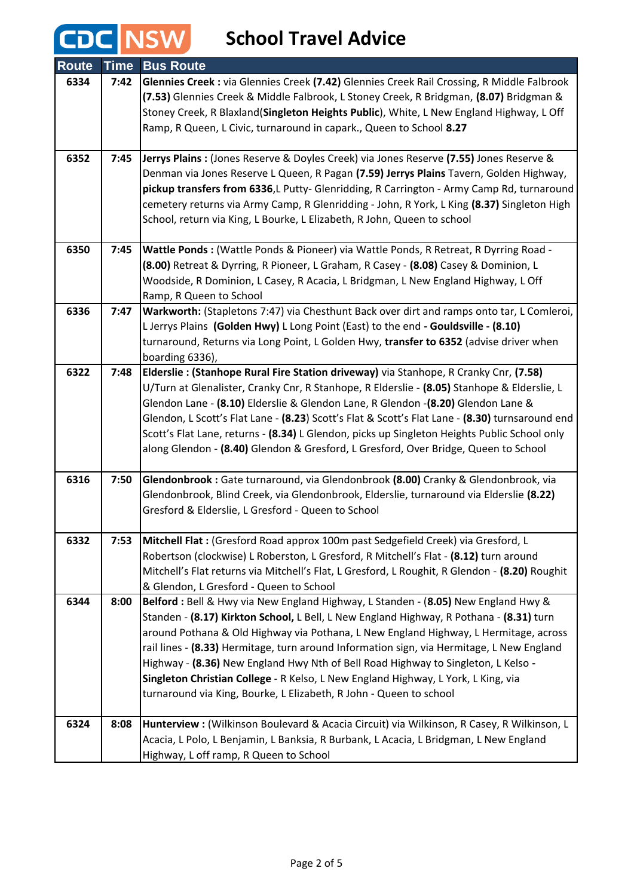# CDC NSW School Travel Advice

| Route | Time | Bus Route |
|---|---|---|
| 6334 | 7:42 | **Glennies Creek :** via Glennies Creek **(7.42)** Glennies Creek Rail Crossing, R Middle Falbrook **(7.53)** Glennies Creek & Middle Falbrook, L Stoney Creek, R Bridgman, **(8.07)** Bridgman & Stoney Creek, R Blaxland(**Singleton Heights Public**), White, L New England Highway, L Off Ramp, R Queen, L Civic, turnaround in capark., Queen to School **8.27** |
| 6352 | 7:45 | **Jerrys Plains :** (Jones Reserve & Doyles Creek) via Jones Reserve **(7.55)** Jones Reserve & Denman via Jones Reserve L Queen, R Pagan **(7.59) Jerrys Plains** Tavern, Golden Highway, **pickup transfers from 6336**,L Putty- Glenridding, R Carrington - Army Camp Rd, turnaround cemetery returns via Army Camp, R Glenridding - John, R York, L King **(8.37)** Singleton High School, return via King, L Bourke, L Elizabeth, R John, Queen to school |
| 6350 | 7:45 | **Wattle Ponds :** (Wattle Ponds & Pioneer) via Wattle Ponds, R Retreat, R Dyrring Road - **(8.00)** Retreat & Dyrring, R Pioneer, L Graham, R Casey - **(8.08)** Casey & Dominion, L Woodside, R Dominion, L Casey, R Acacia, L Bridgman, L New England Highway, L Off Ramp, R Queen to School |
| 6336 | 7:47 | **Warkworth:** (Stapletons 7:47) via Chesthunt Back over dirt and ramps onto tar, L Comleroi, L Jerrys Plains **(Golden Hwy)** L Long Point (East) to the end **- Gouldsville - (8.10)** turnaround, Returns via Long Point, L Golden Hwy, **transfer to 6352** (advise driver when boarding 6336), |
| 6322 | 7:48 | **Elderslie : (Stanhope Rural Fire Station driveway)** via Stanhope, R Cranky Cnr, **(7.58)** U/Turn at Glenalister, Cranky Cnr, R Stanhope, R Elderslie - **(8.05)** Stanhope & Elderslie, L Glendon Lane - **(8.10)** Elderslie & Glendon Lane, R Glendon -**(8.20)** Glendon Lane & Glendon, L Scott's Flat Lane - **(8.23)** Scott's Flat & Scott's Flat Lane - **(8.30)** turnsaround end Scott's Flat Lane, returns - **(8.34)** L Glendon, picks up Singleton Heights Public School only along Glendon - **(8.40)** Glendon & Gresford, L Gresford, Over Bridge, Queen to School |
| 6316 | 7:50 | **Glendonbrook :** Gate turnaround, via Glendonbrook **(8.00)** Cranky & Glendonbrook, via Glendonbrook, Blind Creek, via Glendonbrook, Elderslie, turnaround via Elderslie **(8.22)** Gresford & Elderslie, L Gresford - Queen to School |
| 6332 | 7:53 | **Mitchell Flat :** (Gresford Road approx 100m past Sedgefield Creek) via Gresford, L Robertson (clockwise) L Roberston, L Gresford, R Mitchell's Flat - **(8.12)** turn around Mitchell's Flat returns via Mitchell's Flat, L Gresford, L Roughit, R Glendon - **(8.20)** Roughit & Glendon, L Gresford - Queen to School |
| 6344 | 8:00 | **Belford :** Bell & Hwy via New England Highway, L Standen - (**8.05)** New England Hwy & Standen - **(8.17) Kirkton School,** L Bell, L New England Highway, R Pothana - **(8.31)** turn around Pothana & Old Highway via Pothana, L New England Highway, L Hermitage, across rail lines - **(8.33)** Hermitage, turn around Information sign, via Hermitage, L New England Highway - **(8.36)** New England Hwy Nth of Bell Road Highway to Singleton, L Kelso **- Singleton Christian College** - R Kelso, L New England Highway, L York, L King, via turnaround via King, Bourke, L Elizabeth, R John - Queen to school |
| 6324 | 8:08 | **Hunterview :** (Wilkinson Boulevard & Acacia Circuit) via Wilkinson, R Casey, R Wilkinson, L Acacia, L Polo, L Benjamin, L Banksia, R Burbank, L Acacia, L Bridgman, L New England Highway, L off ramp, R Queen to School |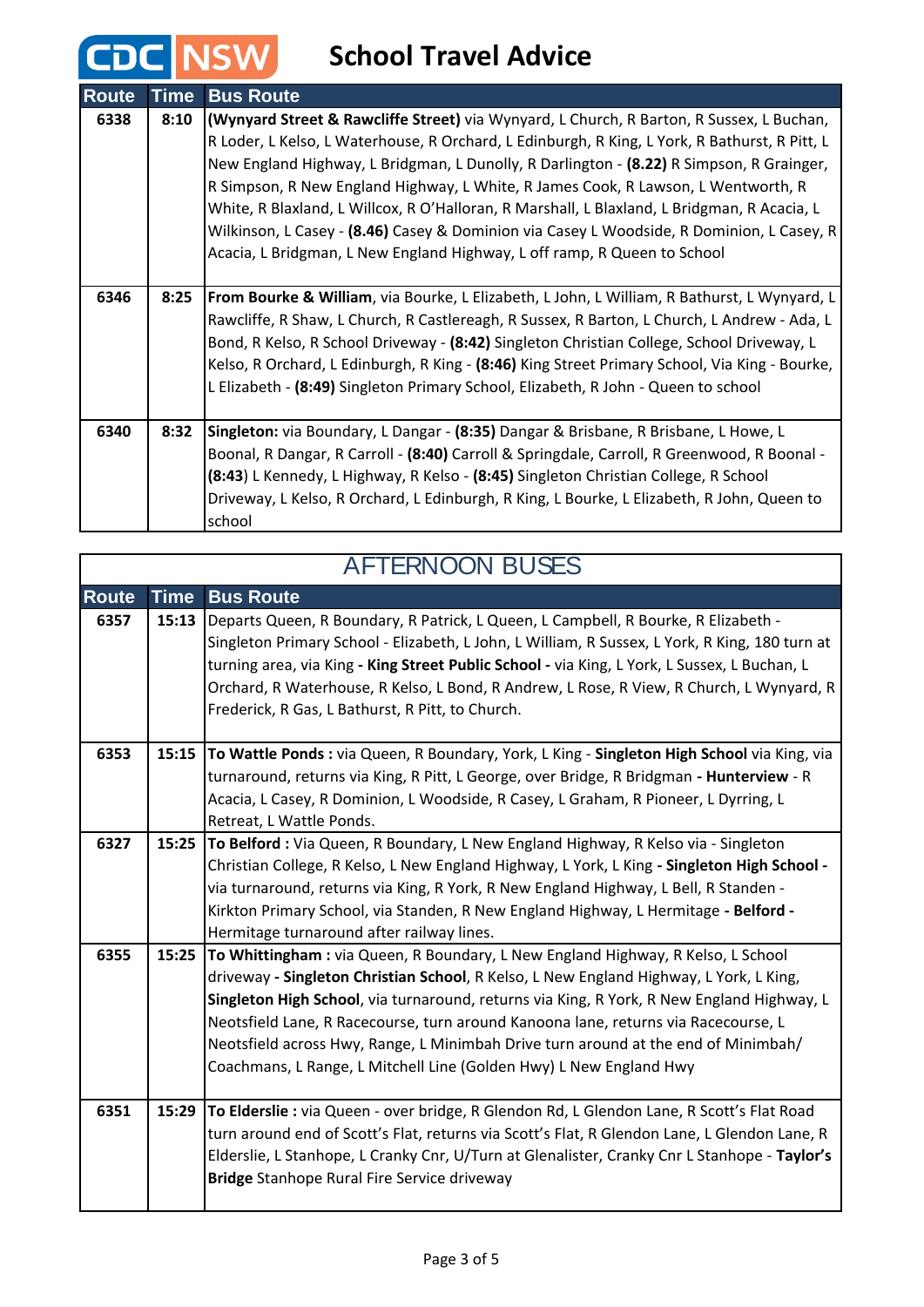# CDC NSW School Travel Advice

| Route | Time | Bus Route |
|---|---|---|
| 6338 | 8:10 | **(Wynyard Street & Rawcliffe Street)** via Wynyard, L Church, R Barton, R Sussex, L Buchan, R Loder, L Kelso, L Waterhouse, R Orchard, L Edinburgh, R King, L York, R Bathurst, R Pitt, L New England Highway, L Bridgman, L Dunolly, R Darlington - **(8.22)** R Simpson, R Grainger, R Simpson, R New England Highway, L White, R James Cook, R Lawson, L Wentworth, R White, R Blaxland, L Willcox, R O'Halloran, R Marshall, L Blaxland, L Bridgman, R Acacia, L Wilkinson, L Casey - **(8.46)** Casey & Dominion via Casey L Woodside, R Dominion, L Casey, R Acacia, L Bridgman, L New England Highway, L off ramp, R Queen to School |
| 6346 | 8:25 | **From Bourke & William**, via Bourke, L Elizabeth, L John, L William, R Bathurst, L Wynyard, L Rawcliffe, R Shaw, L Church, R Castlereagh, R Sussex, R Barton, L Church, L Andrew - Ada, L Bond, R Kelso, R School Driveway - **(8:42)** Singleton Christian College, School Driveway, L Kelso, R Orchard, L Edinburgh, R King - **(8:46)** King Street Primary School, Via King - Bourke, L Elizabeth - **(8:49)** Singleton Primary School, Elizabeth, R John - Queen to school |
| 6340 | 8:32 | **Singleton:** via Boundary, L Dangar - **(8:35)** Dangar & Brisbane, R Brisbane, L Howe, L Boonal, R Dangar, R Carroll - **(8:40)** Carroll & Springdale, Carroll, R Greenwood, R Boonal - **(8:43)** L Kennedy, L Highway, R Kelso - **(8:45)** Singleton Christian College, R School Driveway, L Kelso, R Orchard, L Edinburgh, R King, L Bourke, L Elizabeth, R John, Queen to school |

## AFTERNOON BUSES

| Route | Time | Bus Route |
|---|---|---|
| 6357 | 15:13 | Departs Queen, R Boundary, R Patrick, L Queen, L Campbell, R Bourke, R Elizabeth - Singleton Primary School - Elizabeth, L John, L William, R Sussex, L York, R King, 180 turn at turning area, via King **- King Street Public School -** via King, L York, L Sussex, L Buchan, L Orchard, R Waterhouse, R Kelso, L Bond, R Andrew, L Rose, R View, R Church, L Wynyard, R Frederick, R Gas, L Bathurst, R Pitt, to Church. |
| 6353 | 15:15 | **To Wattle Ponds :** via Queen, R Boundary, York, L King - **Singleton High School** via King, via turnaround, returns via King, R Pitt, L George, over Bridge, R Bridgman **- Hunterview** - R Acacia, L Casey, R Dominion, L Woodside, R Casey, L Graham, R Pioneer, L Dyrring, L Retreat, L Wattle Ponds. |
| 6327 | 15:25 | **To Belford :** Via Queen, R Boundary, L New England Highway, R Kelso via - Singleton Christian College, R Kelso, L New England Highway, L York, L King **- Singleton High School -** via turnaround, returns via King, R York, R New England Highway, L Bell, R Standen - Kirkton Primary School, via Standen, R New England Highway, L Hermitage **- Belford -** Hermitage turnaround after railway lines. |
| 6355 | 15:25 | **To Whittingham :** via Queen, R Boundary, L New England Highway, R Kelso, L School driveway **- Singleton Christian School**, R Kelso, L New England Highway, L York, L King, **Singleton High School**, via turnaround, returns via King, R York, R New England Highway, L Neotsfield Lane, R Racecourse, turn around Kanoona lane, returns via Racecourse, L Neotsfield across Hwy, Range, L Minimbah Drive turn around at the end of Minimbah/ Coachmans, L Range, L Mitchell Line (Golden Hwy) L New England Hwy |
| 6351 | 15:29 | **To Elderslie :** via Queen - over bridge, R Glendon Rd, L Glendon Lane, R Scott's Flat Road turn around end of Scott's Flat, returns via Scott's Flat, R Glendon Lane, L Glendon Lane, R Elderslie, L Stanhope, L Cranky Cnr, U/Turn at Glenalister, Cranky Cnr L Stanhope - **Taylor's Bridge** Stanhope Rural Fire Service driveway |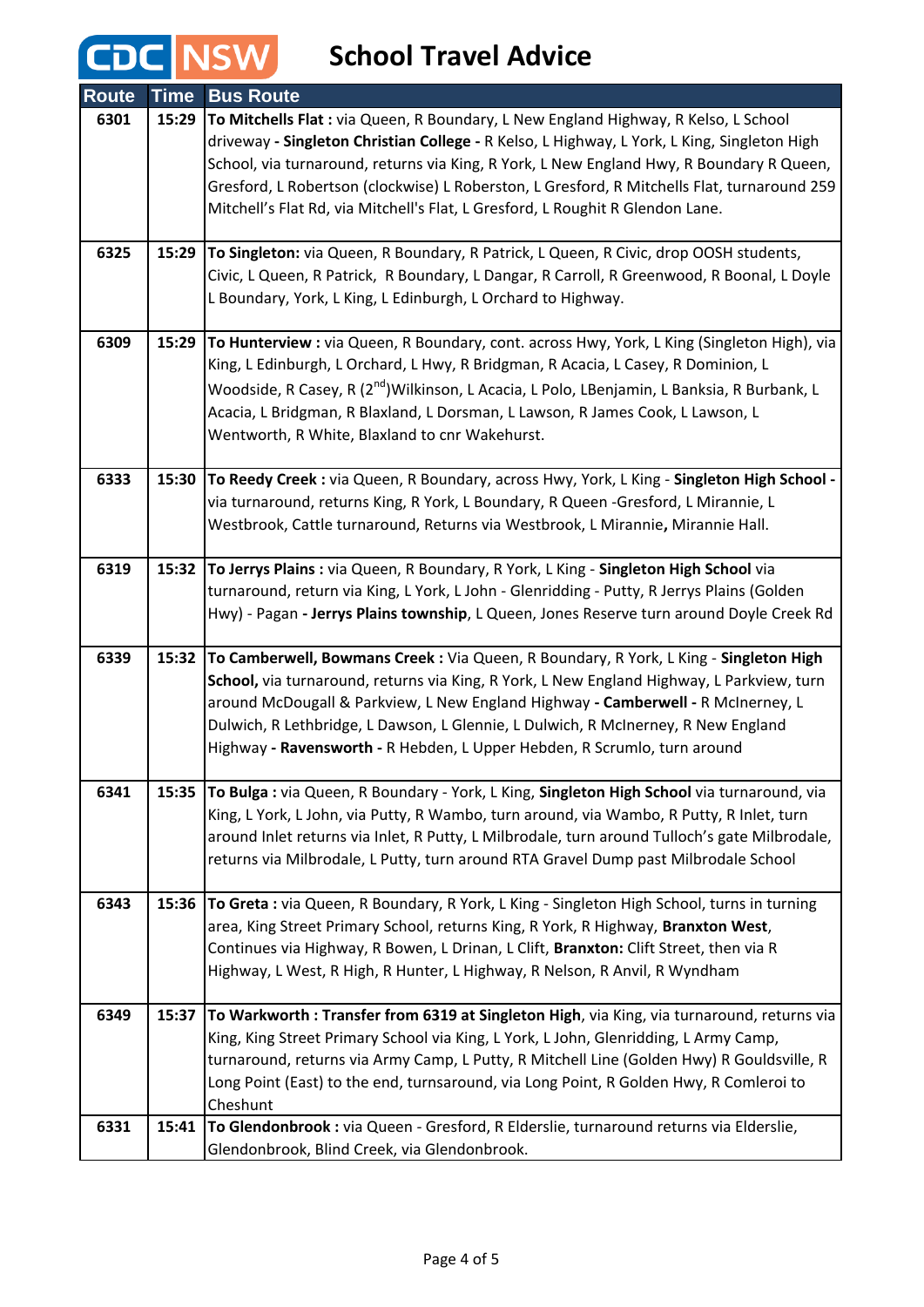# CDC NSW School Travel Advice

| Route | Time | Bus Route |
|---|---|---|
| 6301 | 15:29 | **To Mitchells Flat :** via Queen, R Boundary, L New England Highway, R Kelso, L School driveway **- Singleton Christian College -** R Kelso, L Highway, L York, L King, Singleton High School, via turnaround, returns via King, R York, L New England Hwy, R Boundary R Queen, Gresford, L Robertson (clockwise) L Roberston, L Gresford, R Mitchells Flat, turnaround 259 Mitchell's Flat Rd, via Mitchell's Flat, L Gresford, L Roughit R Glendon Lane. |
| 6325 | 15:29 | **To Singleton:** via Queen, R Boundary, R Patrick, L Queen, R Civic, drop OOSH students, Civic, L Queen, R Patrick, R Boundary, L Dangar, R Carroll, R Greenwood, R Boonal, L Doyle L Boundary, York, L King, L Edinburgh, L Orchard to Highway. |
| 6309 | 15:29 | **To Hunterview :** via Queen, R Boundary, cont. across Hwy, York, L King (Singleton High), via King, L Edinburgh, L Orchard, L Hwy, R Bridgman, R Acacia, L Casey, R Dominion, L Woodside, R Casey, R (2nd)Wilkinson, L Acacia, L Polo, LBenjamin, L Banksia, R Burbank, L Acacia, L Bridgman, R Blaxland, L Dorsman, L Lawson, R James Cook, L Lawson, L Wentworth, R White, Blaxland to cnr Wakehurst. |
| 6333 | 15:30 | **To Reedy Creek :** via Queen, R Boundary, across Hwy, York, L King - **Singleton High School -** via turnaround, returns King, R York, L Boundary, R Queen -Gresford, L Mirannie, L Westbrook, Cattle turnaround, Returns via Westbrook, L Mirannie**,** Mirannie Hall. |
| 6319 | 15:32 | **To Jerrys Plains :** via Queen, R Boundary, R York, L King - **Singleton High School** via turnaround, return via King, L York, L John - Glenridding - Putty, R Jerrys Plains (Golden Hwy) - Pagan **- Jerrys Plains township**, L Queen, Jones Reserve turn around Doyle Creek Rd |
| 6339 | 15:32 | **To Camberwell, Bowmans Creek :** Via Queen, R Boundary, R York, L King - **Singleton High School,** via turnaround, returns via King, R York, L New England Highway, L Parkview, turn around McDougall & Parkview, L New England Highway **- Camberwell -** R McInerney, L Dulwich, R Lethbridge, L Dawson, L Glennie, L Dulwich, R McInerney, R New England Highway **- Ravensworth -** R Hebden, L Upper Hebden, R Scrumlo, turn around |
| 6341 | 15:35 | **To Bulga :** via Queen, R Boundary - York, L King, **Singleton High School** via turnaround, via King, L York, L John, via Putty, R Wambo, turn around, via Wambo, R Putty, R Inlet, turn around Inlet returns via Inlet, R Putty, L Milbrodale, turn around Tulloch's gate Milbrodale, returns via Milbrodale, L Putty, turn around RTA Gravel Dump past Milbrodale School |
| 6343 | 15:36 | **To Greta :** via Queen, R Boundary, R York, L King - Singleton High School, turns in turning area, King Street Primary School, returns King, R York, R Highway, **Branxton West**, Continues via Highway, R Bowen, L Drinan, L Clift, **Branxton:** Clift Street, then via R Highway, L West, R High, R Hunter, L Highway, R Nelson, R Anvil, R Wyndham |
| 6349 | 15:37 | **To Warkworth : Transfer from 6319 at Singleton High**, via King, via turnaround, returns via King, King Street Primary School via King, L York, L John, Glenridding, L Army Camp, turnaround, returns via Army Camp, L Putty, R Mitchell Line (Golden Hwy) R Gouldsville, R Long Point (East) to the end, turnsaround, via Long Point, R Golden Hwy, R Comleroi to Cheshunt |
| 6331 | 15:41 | **To Glendonbrook :** via Queen - Gresford, R Elderslie, turnaround returns via Elderslie, Glendonbrook, Blind Creek, via Glendonbrook. |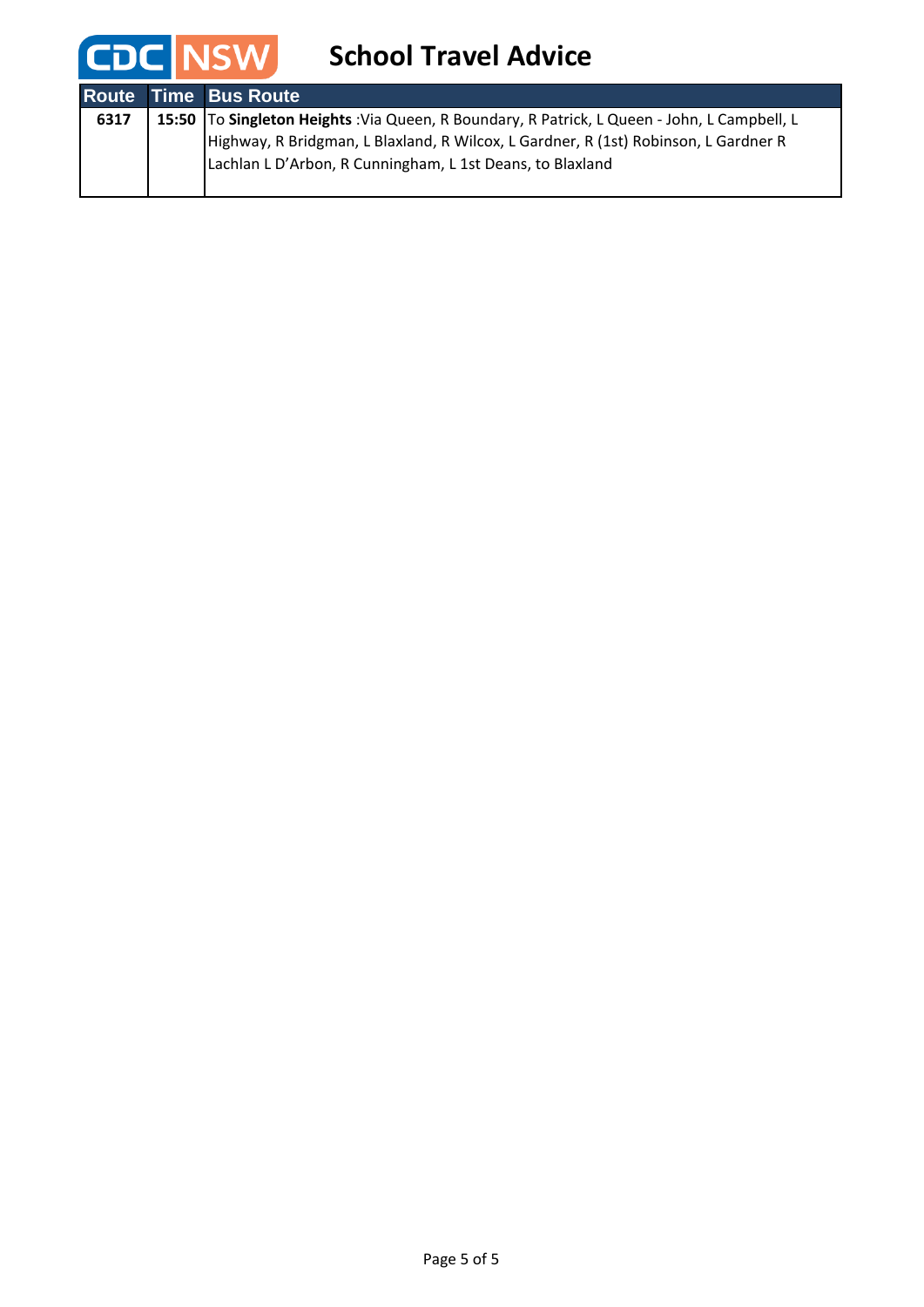# CDC NSW School Travel Advice

| Route | Time | Bus Route |
|---|---|---|
| **6317** | **15:50** | To **Singleton Heights** :Via Queen, R Boundary, R Patrick, L Queen - John, L Campbell, L Highway, R Bridgman, L Blaxland, R Wilcox, L Gardner, R (1st) Robinson, L Gardner R Lachlan L D'Arbon, R Cunningham, L 1st Deans, to Blaxland |